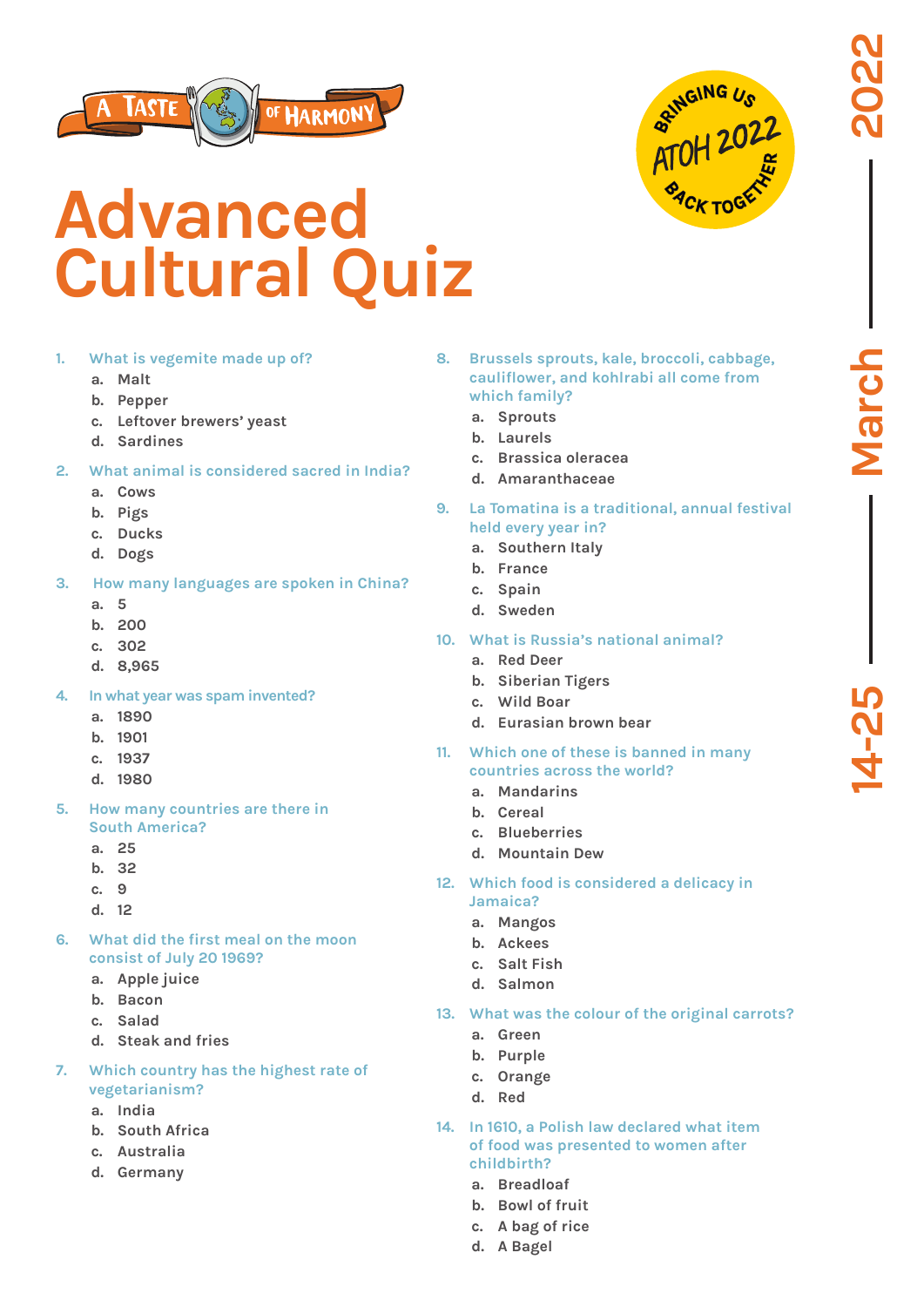A TASTE OF HARMONY

BRINGING US BACK TOGETHER — ATOH 2022

14-25 March 2022

# Advanced Cultural Quiz

1. What is vegemite made up of?
   a. Malt
   b. Pepper
   c. Leftover brewers' yeast
   d. Sardines

2. What animal is considered sacred in India?
   a. Cows
   b. Pigs
   c. Ducks
   d. Dogs

3. How many languages are spoken in China?
   a. 5
   b. 200
   c. 302
   d. 8,965

4. In what year was spam invented?
   a. 1890
   b. 1901
   c. 1937
   d. 1980

5. How many countries are there in South America?
   a. 25
   b. 32
   c. 9
   d. 12

6. What did the first meal on the moon consist of July 20 1969?
   a. Apple juice
   b. Bacon
   c. Salad
   d. Steak and fries

7. Which country has the highest rate of vegetarianism?
   a. India
   b. South Africa
   c. Australia
   d. Germany

8. Brussels sprouts, kale, broccoli, cabbage, cauliflower, and kohlrabi all come from which family?
   a. Sprouts
   b. Laurels
   c. Brassica oleracea
   d. Amaranthaceae

9. La Tomatina is a traditional, annual festival held every year in?
   a. Southern Italy
   b. France
   c. Spain
   d. Sweden

10. What is Russia's national animal?
    a. Red Deer
    b. Siberian Tigers
    c. Wild Boar
    d. Eurasian brown bear

11. Which one of these is banned in many countries across the world?
    a. Mandarins
    b. Cereal
    c. Blueberries
    d. Mountain Dew

12. Which food is considered a delicacy in Jamaica?
    a. Mangos
    b. Ackees
    c. Salt Fish
    d. Salmon

13. What was the colour of the original carrots?
    a. Green
    b. Purple
    c. Orange
    d. Red

14. In 1610, a Polish law declared what item of food was presented to women after childbirth?
    a. Breadloaf
    b. Bowl of fruit
    c. A bag of rice
    d. A Bagel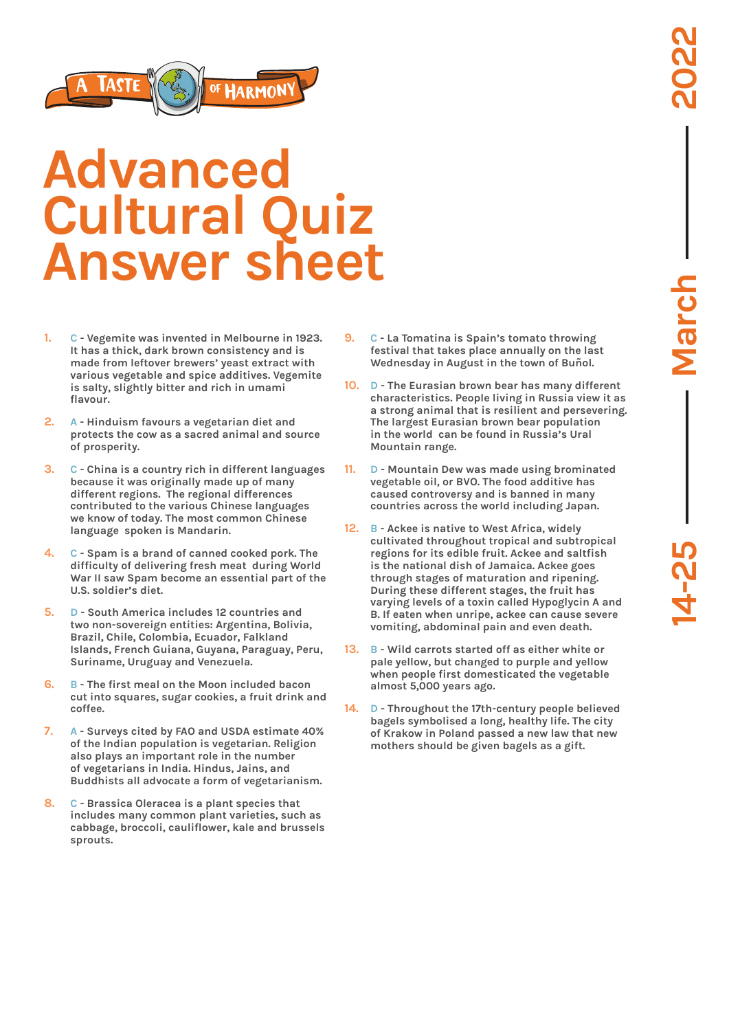A TASTE OF HARMONY

2022 — March — 14-25

# Advanced Cultural Quiz Answer sheet

1. **C - Vegemite was invented in Melbourne in 1923. It has a thick, dark brown consistency and is made from leftover brewers' yeast extract with various vegetable and spice additives. Vegemite is salty, slightly bitter and rich in umami flavour.**

2. **A - Hinduism favours a vegetarian diet and protects the cow as a sacred animal and source of prosperity.**

3. **C - China is a country rich in different languages because it was originally made up of many different regions. The regional differences contributed to the various Chinese languages we know of today. The most common Chinese language spoken is Mandarin.**

4. **C - Spam is a brand of canned cooked pork. The difficulty of delivering fresh meat during World War II saw Spam become an essential part of the U.S. soldier's diet.**

5. **D - South America includes 12 countries and two non-sovereign entities: Argentina, Bolivia, Brazil, Chile, Colombia, Ecuador, Falkland Islands, French Guiana, Guyana, Paraguay, Peru, Suriname, Uruguay and Venezuela.**

6. **B - The first meal on the Moon included bacon cut into squares, sugar cookies, a fruit drink and coffee.**

7. **A - Surveys cited by FAO and USDA estimate 40% of the Indian population is vegetarian. Religion also plays an important role in the number of vegetarians in India. Hindus, Jains, and Buddhists all advocate a form of vegetarianism.**

8. **C - Brassica Oleracea is a plant species that includes many common plant varieties, such as cabbage, broccoli, cauliflower, kale and brussels sprouts.**

9. **C - La Tomatina is Spain's tomato throwing festival that takes place annually on the last Wednesday in August in the town of Buñol.**

10. **D - The Eurasian brown bear has many different characteristics. People living in Russia view it as a strong animal that is resilient and persevering. The largest Eurasian brown bear population in the world can be found in Russia's Ural Mountain range.**

11. **D - Mountain Dew was made using brominated vegetable oil, or BVO. The food additive has caused controversy and is banned in many countries across the world including Japan.**

12. **B - Ackee is native to West Africa, widely cultivated throughout tropical and subtropical regions for its edible fruit. Ackee and saltfish is the national dish of Jamaica. Ackee goes through stages of maturation and ripening. During these different stages, the fruit has varying levels of a toxin called Hypoglycin A and B. If eaten when unripe, ackee can cause severe vomiting, abdominal pain and even death.**

13. **B - Wild carrots started off as either white or pale yellow, but changed to purple and yellow when people first domesticated the vegetable almost 5,000 years ago.**

14. **D - Throughout the 17th-century people believed bagels symbolised a long, healthy life. The city of Krakow in Poland passed a new law that new mothers should be given bagels as a gift.**